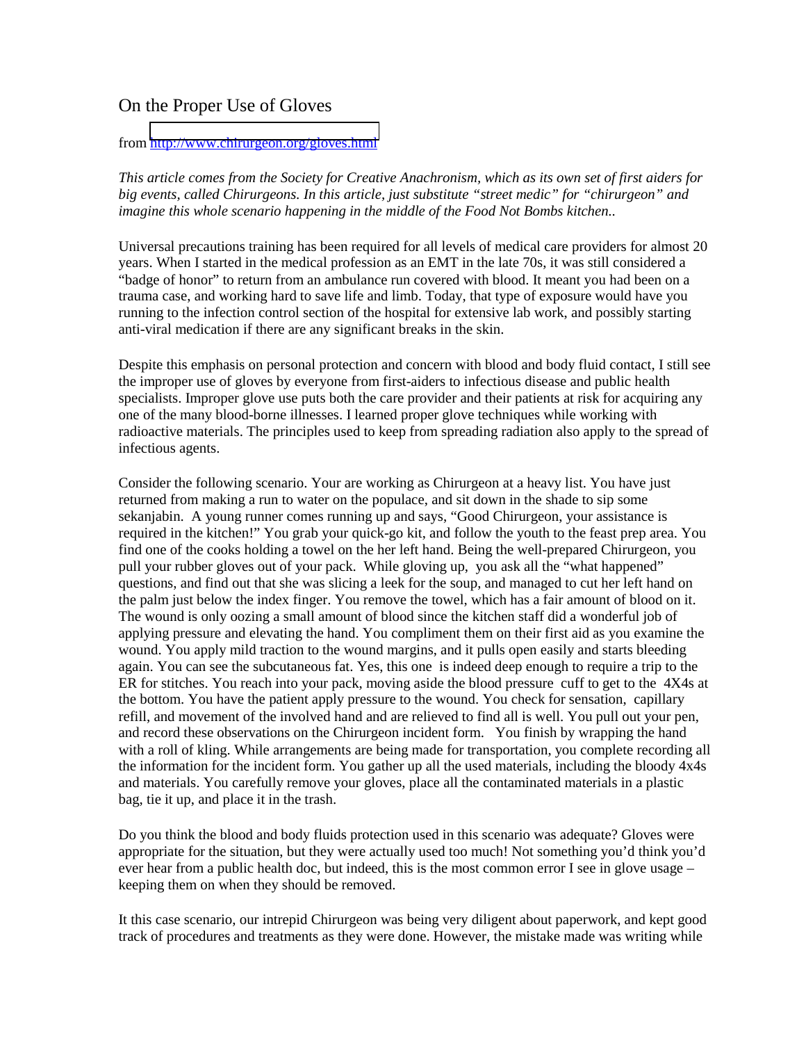# On the Proper Use of Gloves

from [http://www.chirurgeon.org/gloves.html](http://www.chirurgeon.org/gloves.html)

*This article comes from the Society for Creative Anachronism, which as its own set of first aiders for big events, called Chirurgeons. In this article, just substitute "street medic" for "chirurgeon" and imagine this whole scenario happening in the middle of the Food Not Bombs kitchen..*

Universal precautions training has been required for all levels of medical care providers for almost 20 years. When I started in the medical profession as an EMT in the late 70s, it was still considered a "badge of honor" to return from an ambulance run covered with blood. It meant you had been on a trauma case, and working hard to save life and limb. Today, that type of exposure would have you running to the infection control section of the hospital for extensive lab work, and possibly starting anti-viral medication if there are any significant breaks in the skin.

Despite this emphasis on personal protection and concern with blood and body fluid contact, I still see the improper use of gloves by everyone from first-aiders to infectious disease and public health specialists. Improper glove use puts both the care provider and their patients at risk for acquiring any one of the many blood-borne illnesses. I learned proper glove techniques while working with radioactive materials. The principles used to keep from spreading radiation also apply to the spread of infectious agents.

Consider the following scenario. Your are working as Chirurgeon at a heavy list. You have just returned from making a run to water on the populace, and sit down in the shade to sip some sekanjabin. A young runner comes running up and says, "Good Chirurgeon, your assistance is required in the kitchen!" You grab your quick-go kit, and follow the youth to the feast prep area. You find one of the cooks holding a towel on the her left hand. Being the well-prepared Chirurgeon, you pull your rubber gloves out of your pack. While gloving up, you ask all the "what happened" questions, and find out that she was slicing a leek for the soup, and managed to cut her left hand on the palm just below the index finger. You remove the towel, which has a fair amount of blood on it. The wound is only oozing a small amount of blood since the kitchen staff did a wonderful job of applying pressure and elevating the hand. You compliment them on their first aid as you examine the wound. You apply mild traction to the wound margins, and it pulls open easily and starts bleeding again. You can see the subcutaneous fat. Yes, this one is indeed deep enough to require a trip to the ER for stitches. You reach into your pack, moving aside the blood pressure cuff to get to the 4X4s at the bottom. You have the patient apply pressure to the wound. You check for sensation, capillary refill, and movement of the involved hand and are relieved to find all is well. You pull out your pen, and record these observations on the Chirurgeon incident form. You finish by wrapping the hand with a roll of kling. While arrangements are being made for transportation, you complete recording all the information for the incident form. You gather up all the used materials, including the bloody 4x4s and materials. You carefully remove your gloves, place all the contaminated materials in a plastic bag, tie it up, and place it in the trash.

Do you think the blood and body fluids protection used in this scenario was adequate? Gloves were appropriate for the situation, but they were actually used too much! Not something you'd think you'd ever hear from a public health doc, but indeed, this is the most common error I see in glove usage – keeping them on when they should be removed.

It this case scenario, our intrepid Chirurgeon was being very diligent about paperwork, and kept good track of procedures and treatments as they were done. However, the mistake made was writing while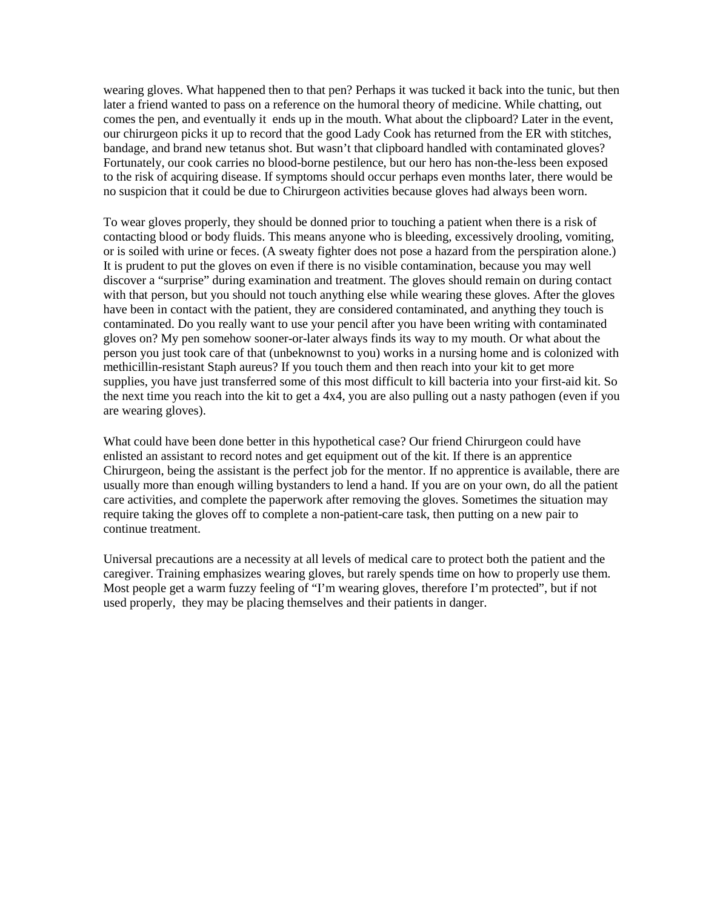wearing gloves. What happened then to that pen? Perhaps it was tucked it back into the tunic, but then later a friend wanted to pass on a reference on the humoral theory of medicine. While chatting, out comes the pen, and eventually it ends up in the mouth. What about the clipboard? Later in the event, our chirurgeon picks it up to record that the good Lady Cook has returned from the ER with stitches, bandage, and brand new tetanus shot. But wasn't that clipboard handled with contaminated gloves? Fortunately, our cook carries no blood-borne pestilence, but our hero has non-the-less been exposed to the risk of acquiring disease. If symptoms should occur perhaps even months later, there would be no suspicion that it could be due to Chirurgeon activities because gloves had always been worn.

To wear gloves properly, they should be donned prior to touching a patient when there is a risk of contacting blood or body fluids. This means anyone who is bleeding, excessively drooling, vomiting, or is soiled with urine or feces. (A sweaty fighter does not pose a hazard from the perspiration alone.) It is prudent to put the gloves on even if there is no visible contamination, because you may well discover a "surprise" during examination and treatment. The gloves should remain on during contact with that person, but you should not touch anything else while wearing these gloves. After the gloves have been in contact with the patient, they are considered contaminated, and anything they touch is contaminated. Do you really want to use your pencil after you have been writing with contaminated gloves on? My pen somehow sooner-or-later always finds its way to my mouth. Or what about the person you just took care of that (unbeknownst to you) works in a nursing home and is colonized with methicillin-resistant Staph aureus? If you touch them and then reach into your kit to get more supplies, you have just transferred some of this most difficult to kill bacteria into your first-aid kit. So the next time you reach into the kit to get a 4x4, you are also pulling out a nasty pathogen (even if you are wearing gloves).

What could have been done better in this hypothetical case? Our friend Chirurgeon could have enlisted an assistant to record notes and get equipment out of the kit. If there is an apprentice Chirurgeon, being the assistant is the perfect job for the mentor. If no apprentice is available, there are usually more than enough willing bystanders to lend a hand. If you are on your own, do all the patient care activities, and complete the paperwork after removing the gloves. Sometimes the situation may require taking the gloves off to complete a non-patient-care task, then putting on a new pair to continue treatment.

Universal precautions are a necessity at all levels of medical care to protect both the patient and the caregiver. Training emphasizes wearing gloves, but rarely spends time on how to properly use them. Most people get a warm fuzzy feeling of "I'm wearing gloves, therefore I'm protected", but if not used properly, they may be placing themselves and their patients in danger.